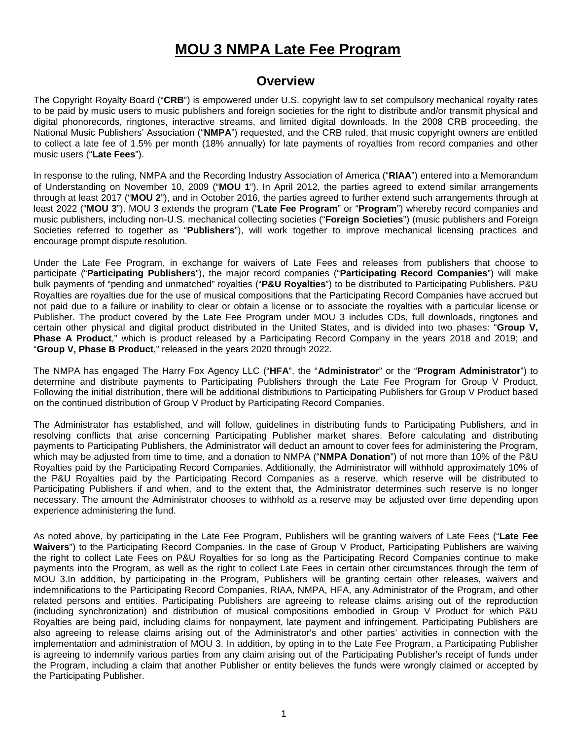# MOU 3 NMPA Late Fee Program

## Overview

The Copyright Royalty Board ("**CRB**") is empowered under U.S. copyright law to set compulsory mechanical royalty rates to be paid by music users to music publishers and foreign societies for the right to distribute and/or transmit physical and digital phonorecords, ringtones, interactive streams, and limited digital downloads. In the 2008 CRB proceeding, the National Music Publishers' Association ("**NMPA**") requested, and the CRB ruled, that music copyright owners are entitled to collect a late fee of 1.5% per month (18% annually) for late payments of royalties from record companies and other music users ("**Late Fees**").

In response to the ruling, NMPA and the Recording Industry Association of America ("**RIAA**") entered into a Memorandum of Understanding on November 10, 2009 ("**MOU 1**"). In April 2012, the parties agreed to extend similar arrangements through at least 2017 ("**MOU 2**"), and in October 2016, the parties agreed to further extend such arrangements through at least 2022 ("**MOU 3**"). MOU 3 extends the program ("**Late Fee Program**" or "**Program**") whereby record companies and music publishers, including non-U.S. mechanical collecting societies ("**Foreign Societies**") (music publishers and Foreign Societies referred to together as "**Publishers**"), will work together to improve mechanical licensing practices and encourage prompt dispute resolution.

Under the Late Fee Program, in exchange for waivers of Late Fees and releases from publishers that choose to participate ("**Participating Publishers**"), the major record companies ("**Participating Record Companies**") will make bulk payments of "pending and unmatched" royalties ("**P&U Royalties**") to be distributed to Participating Publishers. P&U Royalties are royalties due for the use of musical compositions that the Participating Record Companies have accrued but not paid due to a failure or inability to clear or obtain a license or to associate the royalties with a particular license or Publisher. The product covered by the Late Fee Program under MOU 3 includes CDs, full downloads, ringtones and certain other physical and digital product distributed in the United States, and is divided into two phases: "**Group V, Phase A Product**," which is product released by a Participating Record Company in the years 2018 and 2019; and "**Group V, Phase B Product**," released in the years 2020 through 2022.

The NMPA has engaged The Harry Fox Agency LLC ("**HFA**", the "**Administrator**" or the "**Program Administrator**") to determine and distribute payments to Participating Publishers through the Late Fee Program for Group V Product. Following the initial distribution, there will be additional distributions to Participating Publishers for Group V Product based on the continued distribution of Group V Product by Participating Record Companies.

The Administrator has established, and will follow, guidelines in distributing funds to Participating Publishers, and in resolving conflicts that arise concerning Participating Publisher market shares. Before calculating and distributing payments to Participating Publishers, the Administrator will deduct an amount to cover fees for administering the Program, which may be adjusted from time to time, and a donation to NMPA ("**NMPA Donation**") of not more than 10% of the P&U Royalties paid by the Participating Record Companies. Additionally, the Administrator will withhold approximately 10% of the P&U Royalties paid by the Participating Record Companies as a reserve, which reserve will be distributed to Participating Publishers if and when, and to the extent that, the Administrator determines such reserve is no longer necessary. The amount the Administrator chooses to withhold as a reserve may be adjusted over time depending upon experience administering the fund.

As noted above, by participating in the Late Fee Program, Publishers will be granting waivers of Late Fees ("**Late Fee Waivers**") to the Participating Record Companies. In the case of Group V Product, Participating Publishers are waiving the right to collect Late Fees on P&U Royalties for so long as the Participating Record Companies continue to make payments into the Program, as well as the right to collect Late Fees in certain other circumstances through the term of MOU 3.In addition, by participating in the Program, Publishers will be granting certain other releases, waivers and indemnifications to the Participating Record Companies, RIAA, NMPA, HFA, any Administrator of the Program, and other related persons and entities. Participating Publishers are agreeing to release claims arising out of the reproduction (including synchronization) and distribution of musical compositions embodied in Group V Product for which P&U Royalties are being paid, including claims for nonpayment, late payment and infringement. Participating Publishers are also agreeing to release claims arising out of the Administrator's and other parties' activities in connection with the implementation and administration of MOU 3. In addition, by opting in to the Late Fee Program, a Participating Publisher is agreeing to indemnify various parties from any claim arising out of the Participating Publisher's receipt of funds under the Program, including a claim that another Publisher or entity believes the funds were wrongly claimed or accepted by the Participating Publisher.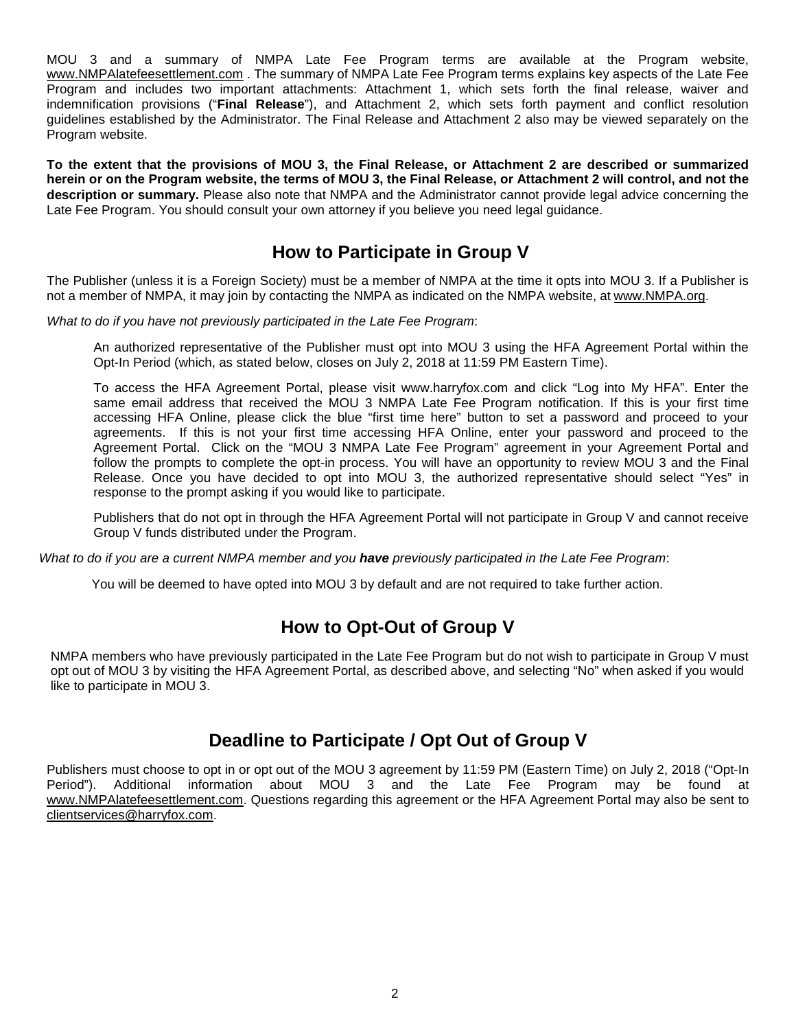MOU 3 and a summary of NMPA Late Fee Program terms are available at the Program website, www.NMPAlatefeesettlement.com . The summary of NMPA Late Fee Program terms explains key aspects of the Late Fee Program and includes two important attachments: Attachment 1, which sets forth the final release, waiver and indemnification provisions ("**Final Release**"), and Attachment 2, which sets forth payment and conflict resolution guidelines established by the Administrator. The Final Release and Attachment 2 also may be viewed separately on the Program website.

**To the extent that the provisions of MOU 3, the Final Release, or Attachment 2 are described or summarized herein or on the Program website, the terms of MOU 3, the Final Release, or Attachment 2 will control, and not the description or summary.** Please also note that NMPA and the Administrator cannot provide legal advice concerning the Late Fee Program. You should consult your own attorney if you believe you need legal guidance.

## How to Participate in Group V

The Publisher (unless it is a Foreign Society) must be a member of NMPA at the time it opts into MOU 3. If a Publisher is not a member of NMPA, it may join by contacting the NMPA as indicated on the NMPA website, at www.NMPA.org.

*What to do if you have not previously participated in the Late Fee Program*:

An authorized representative of the Publisher must opt into MOU 3 using the HFA Agreement Portal within the Opt-In Period (which, as stated below, closes on July 2, 2018 at 11:59 PM Eastern Time).

To access the HFA Agreement Portal, please visit www.harryfox.com and click "Log into My HFA". Enter the same email address that received the MOU 3 NMPA Late Fee Program notification. If this is your first time accessing HFA Online, please click the blue "first time here" button to set a password and proceed to your agreements. If this is not your first time accessing HFA Online, enter your password and proceed to the Agreement Portal. Click on the "MOU 3 NMPA Late Fee Program" agreement in your Agreement Portal and follow the prompts to complete the opt-in process. You will have an opportunity to review MOU 3 and the Final Release. Once you have decided to opt into MOU 3, the authorized representative should select "Yes" in response to the prompt asking if you would like to participate.

Publishers that do not opt in through the HFA Agreement Portal will not participate in Group V and cannot receive Group V funds distributed under the Program.

*What to do if you are a current NMPA member and you **have** previously participated in the Late Fee Program*:

You will be deemed to have opted into MOU 3 by default and are not required to take further action.

## How to Opt-Out of Group V

NMPA members who have previously participated in the Late Fee Program but do not wish to participate in Group V must opt out of MOU 3 by visiting the HFA Agreement Portal, as described above, and selecting "No" when asked if you would like to participate in MOU 3.

## Deadline to Participate / Opt Out of Group V

Publishers must choose to opt in or opt out of the MOU 3 agreement by 11:59 PM (Eastern Time) on July 2, 2018 ("Opt-In Period"). Additional information about MOU 3 and the Late Fee Program may be found at www.NMPAlatefeesettlement.com. Questions regarding this agreement or the HFA Agreement Portal may also be sent to clientservices@harryfox.com.